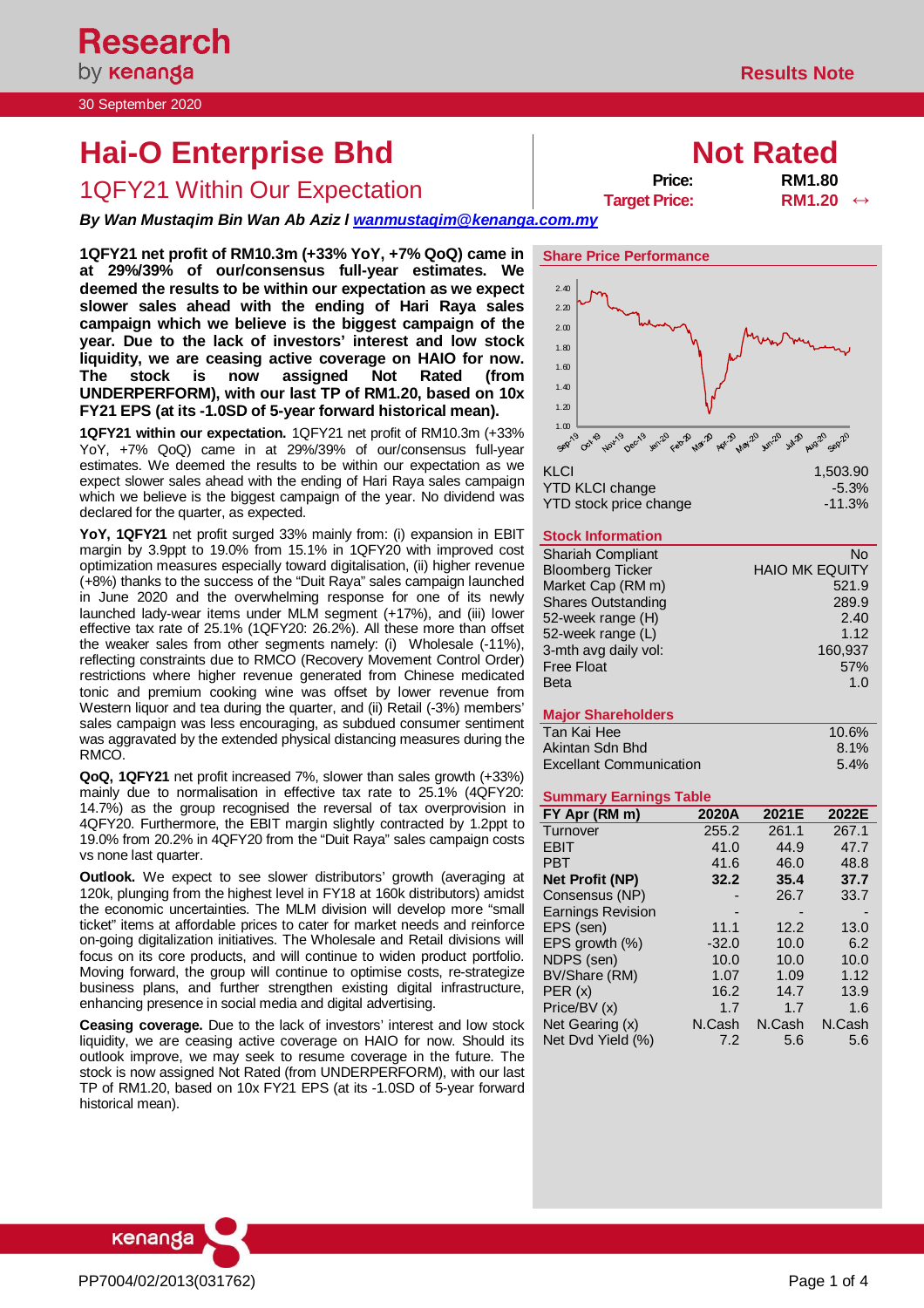30 September 2020

Results Note

# Hai-O Enterprise Bhd

## 1QFY21 Within Our Expectation

**Not Rated**

**Price:** RM1.80

**Target Price:** RM1.20 ↔

***By Wan Mustaqim Bin Wan Ab Aziz l wanmustaqim@kenanga.com.my***

**1QFY21 net profit of RM10.3m (+33% YoY, +7% QoQ) came in at 29%/39% of our/consensus full-year estimates. We deemed the results to be within our expectation as we expect slower sales ahead with the ending of Hari Raya sales campaign which we believe is the biggest campaign of the year. Due to the lack of investors' interest and low stock liquidity, we are ceasing active coverage on HAIO for now. The stock is now assigned Not Rated (from UNDERPERFORM), with our last TP of RM1.20, based on 10x FY21 EPS (at its -1.0SD of 5-year forward historical mean).**

**1QFY21 within our expectation.** 1QFY21 net profit of RM10.3m (+33% YoY, +7% QoQ) came in at 29%/39% of our/consensus full-year estimates. We deemed the results to be within our expectation as we expect slower sales ahead with the ending of Hari Raya sales campaign which we believe is the biggest campaign of the year. No dividend was declared for the quarter, as expected.

**YoY, 1QFY21** net profit surged 33% mainly from: (i) expansion in EBIT margin by 3.9ppt to 19.0% from 15.1% in 1QFY20 with improved cost optimization measures especially toward digitalisation, (ii) higher revenue (+8%) thanks to the success of the "Duit Raya" sales campaign launched in June 2020 and the overwhelming response for one of its newly launched lady-wear items under MLM segment (+17%), and (iii) lower effective tax rate of 25.1% (1QFY20: 26.2%). All these more than offset the weaker sales from other segments namely: (i) Wholesale (-11%), reflecting constraints due to RMCO (Recovery Movement Control Order) restrictions where higher revenue generated from Chinese medicated tonic and premium cooking wine was offset by lower revenue from Western liquor and tea during the quarter, and (ii) Retail (-3%) members' sales campaign was less encouraging, as subdued consumer sentiment was aggravated by the extended physical distancing measures during the RMCO.

**QoQ, 1QFY21** net profit increased 7%, slower than sales growth (+33%) mainly due to normalisation in effective tax rate to 25.1% (4QFY20: 14.7%) as the group recognised the reversal of tax overprovision in 4QFY20. Furthermore, the EBIT margin slightly contracted by 1.2ppt to 19.0% from 20.2% in 4QFY20 from the "Duit Raya" sales campaign costs vs none last quarter.

**Outlook.** We expect to see slower distributors' growth (averaging at 120k, plunging from the highest level in FY18 at 160k distributors) amidst the economic uncertainties. The MLM division will develop more "small ticket" items at affordable prices to cater for market needs and reinforce on-going digitalization initiatives. The Wholesale and Retail divisions will focus on its core products, and will continue to widen product portfolio. Moving forward, the group will continue to optimise costs, re-strategize business plans, and further strengthen existing digital infrastructure, enhancing presence in social media and digital advertising.

**Ceasing coverage.** Due to the lack of investors' interest and low stock liquidity, we are ceasing active coverage on HAIO for now. Should its outlook improve, we may seek to resume coverage in the future. The stock is now assigned Not Rated (from UNDERPERFORM), with our last TP of RM1.20, based on 10x FY21 EPS (at its -1.0SD of 5-year forward historical mean).

### Share Price Performance

| | |
|---|---|
| KLCI | 1,503.90 |
| YTD KLCI change | -5.3% |
| YTD stock price change | -11.3% |

### Stock Information

| | |
|---|---|
| Shariah Compliant | No |
| Bloomberg Ticker | HAIO MK EQUITY |
| Market Cap (RM m) | 521.9 |
| Shares Outstanding | 289.9 |
| 52-week range (H) | 2.40 |
| 52-week range (L) | 1.12 |
| 3-mth avg daily vol: | 160,937 |
| Free Float | 57% |
| Beta | 1.0 |

### Major Shareholders

| | |
|---|---|
| Tan Kai Hee | 10.6% |
| Akintan Sdn Bhd | 8.1% |
| Excellant Communication | 5.4% |

### Summary Earnings Table

| FY Apr (RM m) | 2020A | 2021E | 2022E |
|---|---|---|---|
| Turnover | 255.2 | 261.1 | 267.1 |
| EBIT | 41.0 | 44.9 | 47.7 |
| PBT | 41.6 | 46.0 | 48.8 |
| **Net Profit (NP)** | **32.2** | **35.4** | **37.7** |
| Consensus (NP) | - | 26.7 | 33.7 |
| Earnings Revision | - | - | - |
| EPS (sen) | 11.1 | 12.2 | 13.0 |
| EPS growth (%) | -32.0 | 10.0 | 6.2 |
| NDPS (sen) | 10.0 | 10.0 | 10.0 |
| BV/Share (RM) | 1.07 | 1.09 | 1.12 |
| PER (x) | 16.2 | 14.7 | 13.9 |
| Price/BV (x) | 1.7 | 1.7 | 1.6 |
| Net Gearing (x) | N.Cash | N.Cash | N.Cash |
| Net Dvd Yield (%) | 7.2 | 5.6 | 5.6 |

PP7004/02/2013(031762)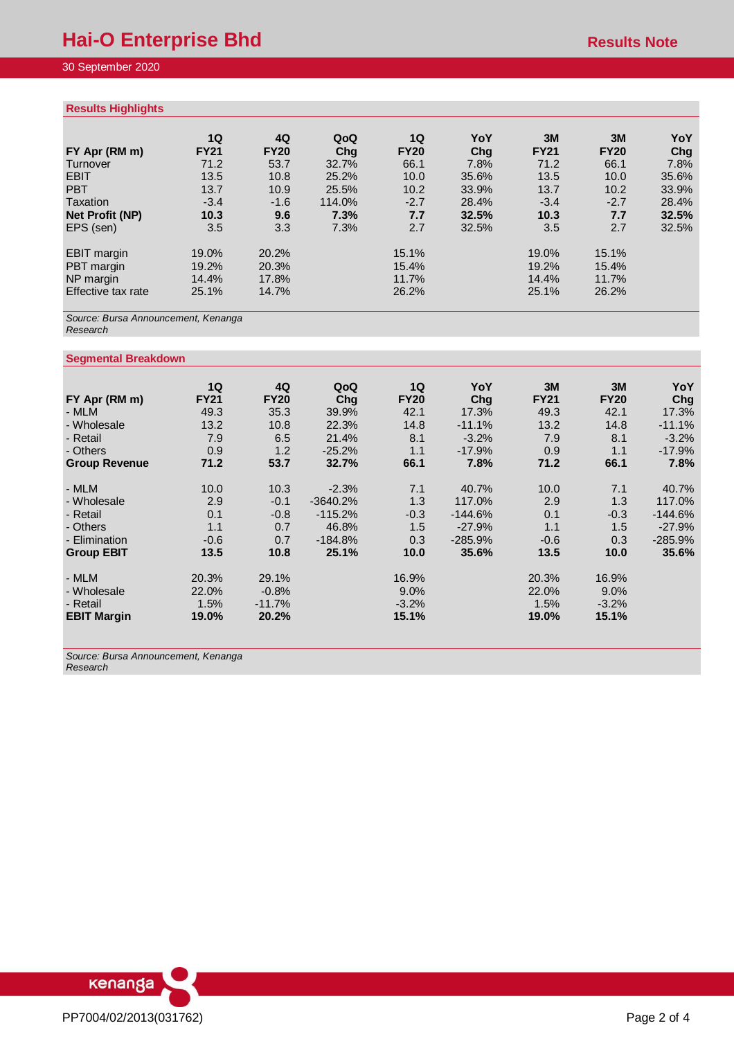## Results Highlights

| FY Apr (RM m) | 1Q FY21 | 4Q FY20 | QoQ Chg | 1Q FY20 | YoY Chg | 3M FY21 | 3M FY20 | YoY Chg |
|---|---|---|---|---|---|---|---|---|
| Turnover | 71.2 | 53.7 | 32.7% | 66.1 | 7.8% | 71.2 | 66.1 | 7.8% |
| EBIT | 13.5 | 10.8 | 25.2% | 10.0 | 35.6% | 13.5 | 10.0 | 35.6% |
| PBT | 13.7 | 10.9 | 25.5% | 10.2 | 33.9% | 13.7 | 10.2 | 33.9% |
| Taxation | -3.4 | -1.6 | 114.0% | -2.7 | 28.4% | -3.4 | -2.7 | 28.4% |
| **Net Profit (NP)** | **10.3** | **9.6** | **7.3%** | **7.7** | **32.5%** | **10.3** | **7.7** | **32.5%** |
| EPS (sen) | 3.5 | 3.3 | 7.3% | 2.7 | 32.5% | 3.5 | 2.7 | 32.5% |
| | | | | | | | | |
| EBIT margin | 19.0% | 20.2% | | 15.1% | | 19.0% | 15.1% | |
| PBT margin | 19.2% | 20.3% | | 15.4% | | 19.2% | 15.4% | |
| NP margin | 14.4% | 17.8% | | 11.7% | | 14.4% | 11.7% | |
| Effective tax rate | 25.1% | 14.7% | | 26.2% | | 25.1% | 26.2% | |

*Source: Bursa Announcement, Kenanga Research*

## Segmental Breakdown

| FY Apr (RM m) | 1Q FY21 | 4Q FY20 | QoQ Chg | 1Q FY20 | YoY Chg | 3M FY21 | 3M FY20 | YoY Chg |
|---|---|---|---|---|---|---|---|---|
| - MLM | 49.3 | 35.3 | 39.9% | 42.1 | 17.3% | 49.3 | 42.1 | 17.3% |
| - Wholesale | 13.2 | 10.8 | 22.3% | 14.8 | -11.1% | 13.2 | 14.8 | -11.1% |
| - Retail | 7.9 | 6.5 | 21.4% | 8.1 | -3.2% | 7.9 | 8.1 | -3.2% |
| - Others | 0.9 | 1.2 | -25.2% | 1.1 | -17.9% | 0.9 | 1.1 | -17.9% |
| **Group Revenue** | **71.2** | **53.7** | **32.7%** | **66.1** | **7.8%** | **71.2** | **66.1** | **7.8%** |
| | | | | | | | | |
| - MLM | 10.0 | 10.3 | -2.3% | 7.1 | 40.7% | 10.0 | 7.1 | 40.7% |
| - Wholesale | 2.9 | -0.1 | -3640.2% | 1.3 | 117.0% | 2.9 | 1.3 | 117.0% |
| - Retail | 0.1 | -0.8 | -115.2% | -0.3 | -144.6% | 0.1 | -0.3 | -144.6% |
| - Others | 1.1 | 0.7 | 46.8% | 1.5 | -27.9% | 1.1 | 1.5 | -27.9% |
| - Elimination | -0.6 | 0.7 | -184.8% | 0.3 | -285.9% | -0.6 | 0.3 | -285.9% |
| **Group EBIT** | **13.5** | **10.8** | **25.1%** | **10.0** | **35.6%** | **13.5** | **10.0** | **35.6%** |
| | | | | | | | | |
| - MLM | 20.3% | 29.1% | | 16.9% | | 20.3% | 16.9% | |
| - Wholesale | 22.0% | -0.8% | | 9.0% | | 22.0% | 9.0% | |
| - Retail | 1.5% | -11.7% | | -3.2% | | 1.5% | -3.2% | |
| **EBIT Margin** | **19.0%** | **20.2%** | | **15.1%** | | **19.0%** | **15.1%** | |

*Source: Bursa Announcement, Kenanga Research*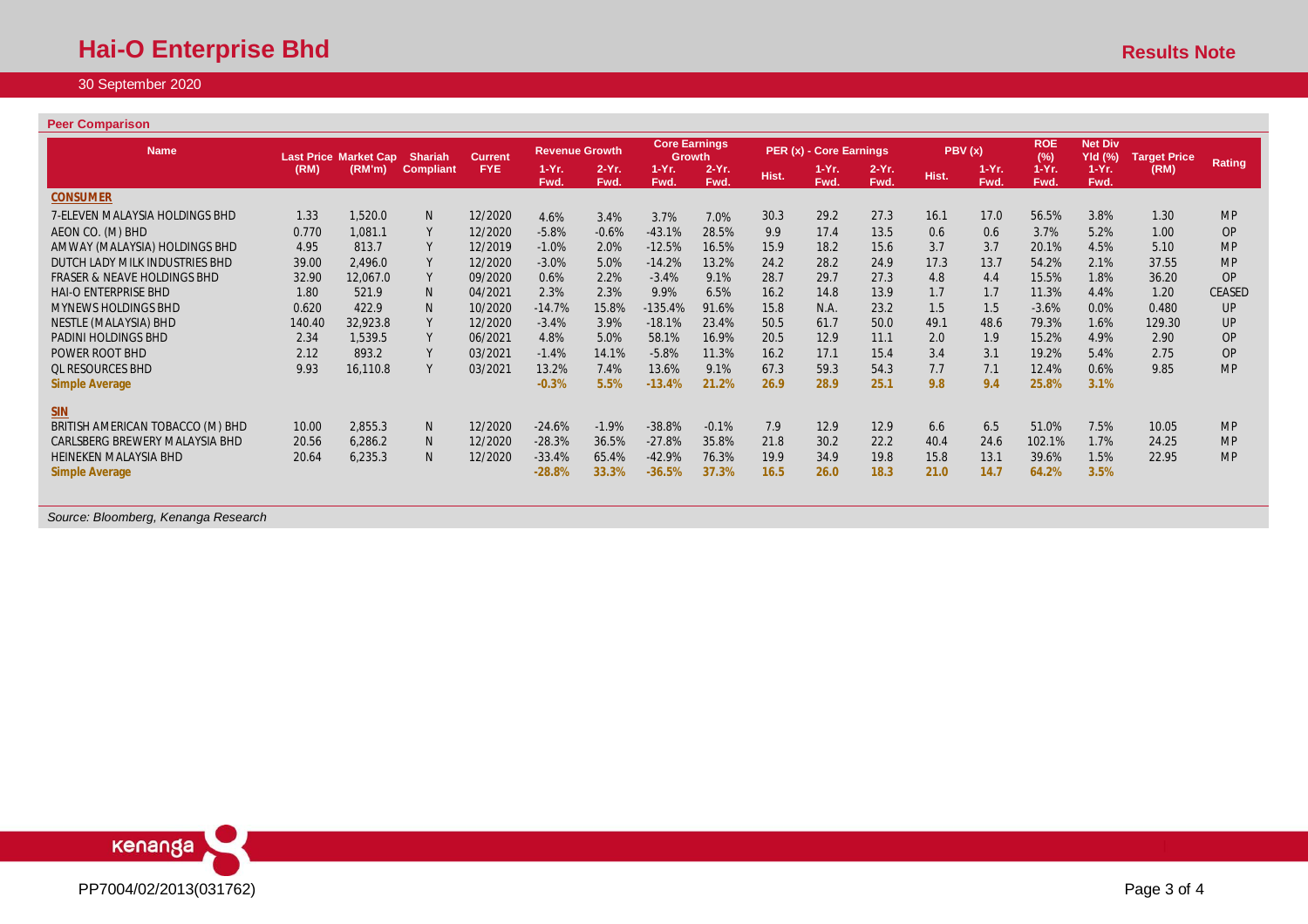## Peer Comparison

| Name | Last Price (RM) | Market Cap (RM'm) | Shariah Compliant | Current FYE | Revenue Growth | | Core Earnings Growth | | PER (x) - Core Earnings | | | PBV (x) | | ROE (%) | Net Div Yld (%) | Target Price (RM) | Rating |
|---|---|---|---|---|---|---|---|---|---|---|---|---|---|---|---|---|---|
| | | | | | 1-Yr. Fwd. | 2-Yr. Fwd. | 1-Yr. Fwd. | 2-Yr. Fwd. | Hist. | 1-Yr. Fwd. | 2-Yr. Fwd. | Hist. | 1-Yr. Fwd. | 1-Yr. Fwd. | 1-Yr. Fwd. | | |
| **CONSUMER** | | | | | | | | | | | | | | | | | |
| 7-ELEVEN MALAYSIA HOLDINGS BHD | 1.33 | 1,520.0 | N | 12/2020 | 4.6% | 3.4% | 3.7% | 7.0% | 30.3 | 29.2 | 27.3 | 16.1 | 17.0 | 56.5% | 3.8% | 1.30 | MP |
| AEON CO. (M) BHD | 0.770 | 1,081.1 | Y | 12/2020 | -5.8% | -0.6% | -43.1% | 28.5% | 9.9 | 17.4 | 13.5 | 0.6 | 0.6 | 3.7% | 5.2% | 1.00 | OP |
| AMWAY (MALAYSIA) HOLDINGS BHD | 4.95 | 813.7 | Y | 12/2019 | -1.0% | 2.0% | -12.5% | 16.5% | 15.9 | 18.2 | 15.6 | 3.7 | 3.7 | 20.1% | 4.5% | 5.10 | MP |
| DUTCH LADY MILK INDUSTRIES BHD | 39.00 | 2,496.0 | Y | 12/2020 | -3.0% | 5.0% | -14.2% | 13.2% | 24.2 | 28.2 | 24.9 | 17.3 | 13.7 | 54.2% | 2.1% | 37.55 | MP |
| FRASER & NEAVE HOLDINGS BHD | 32.90 | 12,067.0 | Y | 09/2020 | 0.6% | 2.2% | -3.4% | 9.1% | 28.7 | 29.7 | 27.3 | 4.8 | 4.4 | 15.5% | 1.8% | 36.20 | OP |
| HAI-O ENTERPRISE BHD | 1.80 | 521.9 | N | 04/2021 | 2.3% | 2.3% | 9.9% | 6.5% | 16.2 | 14.8 | 13.9 | 1.7 | 1.7 | 11.3% | 4.4% | 1.20 | CEASED |
| MYNEWS HOLDINGS BHD | 0.620 | 422.9 | N | 10/2020 | -14.7% | 15.8% | -135.4% | 91.6% | 15.8 | N.A. | 23.2 | 1.5 | 1.5 | -3.6% | 0.0% | 0.480 | UP |
| NESTLE (MALAYSIA) BHD | 140.40 | 32,923.8 | Y | 12/2020 | -3.4% | 3.9% | -18.1% | 23.4% | 50.5 | 61.7 | 50.0 | 49.1 | 48.6 | 79.3% | 1.6% | 129.30 | UP |
| PADINI HOLDINGS BHD | 2.34 | 1,539.5 | Y | 06/2021 | 4.8% | 5.0% | 58.1% | 16.9% | 20.5 | 12.9 | 11.1 | 2.0 | 1.9 | 15.2% | 4.9% | 2.90 | OP |
| POWER ROOT BHD | 2.12 | 893.2 | Y | 03/2021 | -1.4% | 14.1% | -5.8% | 11.3% | 16.2 | 17.1 | 15.4 | 3.4 | 3.1 | 19.2% | 5.4% | 2.75 | OP |
| QL RESOURCES BHD | 9.93 | 16,110.8 | Y | 03/2021 | 13.2% | 7.4% | 13.6% | 9.1% | 67.3 | 59.3 | 54.3 | 7.7 | 7.1 | 12.4% | 0.6% | 9.85 | MP |
| **Simple Average** | | | | | **-0.3%** | **5.5%** | **-13.4%** | **21.2%** | **26.9** | **28.9** | **25.1** | **9.8** | **9.4** | **25.8%** | **3.1%** | | |
| **SIN** | | | | | | | | | | | | | | | | | |
| BRITISH AMERICAN TOBACCO (M) BHD | 10.00 | 2,855.3 | N | 12/2020 | -24.6% | -1.9% | -38.8% | -0.1% | 7.9 | 12.9 | 12.9 | 6.6 | 6.5 | 51.0% | 7.5% | 10.05 | MP |
| CARLSBERG BREWERY MALAYSIA BHD | 20.56 | 6,286.2 | N | 12/2020 | -28.3% | 36.5% | -27.8% | 35.8% | 21.8 | 30.2 | 22.2 | 40.4 | 24.6 | 102.1% | 1.7% | 24.25 | MP |
| HEINEKEN MALAYSIA BHD | 20.64 | 6,235.3 | N | 12/2020 | -33.4% | 65.4% | -42.9% | 76.3% | 19.9 | 34.9 | 19.8 | 15.8 | 13.1 | 39.6% | 1.5% | 22.95 | MP |
| **Simple Average** | | | | | **-28.8%** | **33.3%** | **-36.5%** | **37.3%** | **16.5** | **26.0** | **18.3** | **21.0** | **14.7** | **64.2%** | **3.5%** | | |

*Source: Bloomberg, Kenanga Research*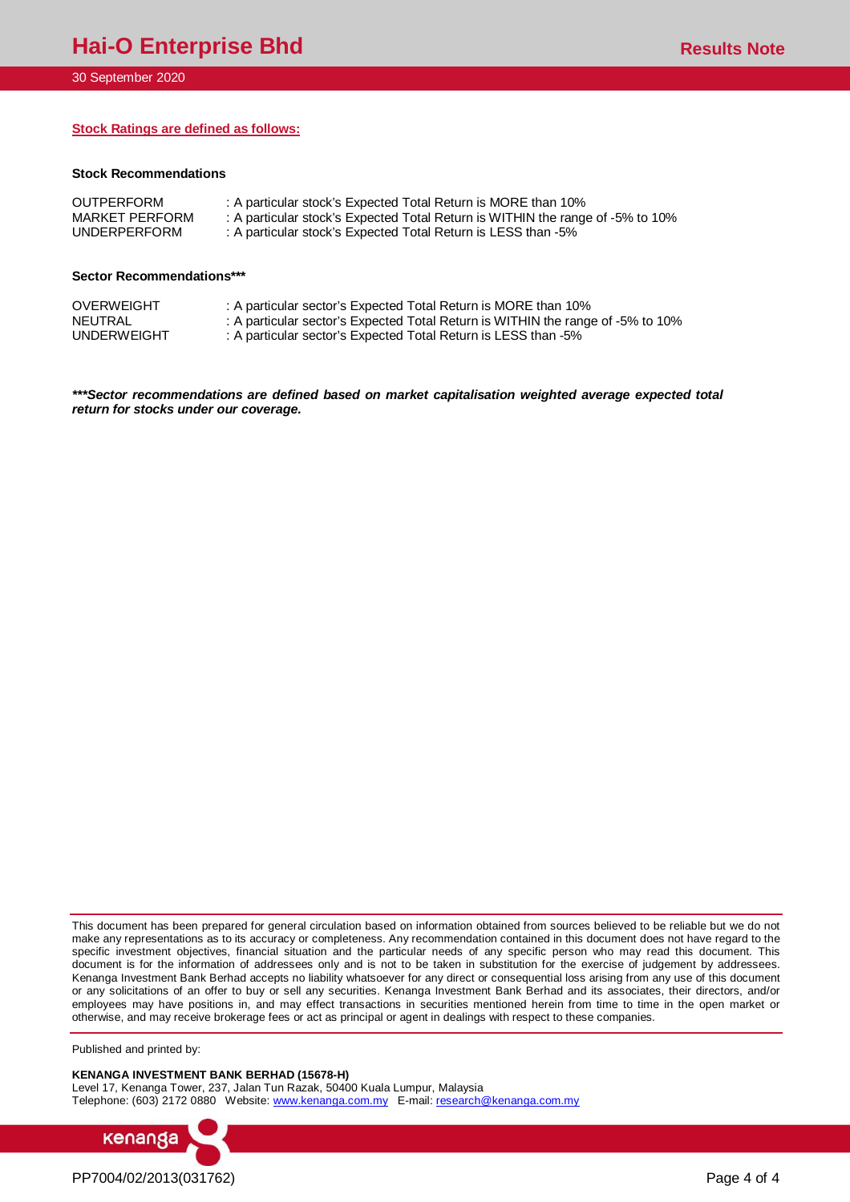**Stock Ratings are defined as follows:**

**Stock Recommendations**

| | |
|---|---|
| OUTPERFORM | : A particular stock's Expected Total Return is MORE than 10% |
| MARKET PERFORM | : A particular stock's Expected Total Return is WITHIN the range of -5% to 10% |
| UNDERPERFORM | : A particular stock's Expected Total Return is LESS than -5% |

**Sector Recommendations*****

| | |
|---|---|
| OVERWEIGHT | : A particular sector's Expected Total Return is MORE than 10% |
| NEUTRAL | : A particular sector's Expected Total Return is WITHIN the range of -5% to 10% |
| UNDERWEIGHT | : A particular sector's Expected Total Return is LESS than -5% |

***\*\*\*Sector recommendations are defined based on market capitalisation weighted average expected total return for stocks under our coverage.***

This document has been prepared for general circulation based on information obtained from sources believed to be reliable but we do not make any representations as to its accuracy or completeness. Any recommendation contained in this document does not have regard to the specific investment objectives, financial situation and the particular needs of any specific person who may read this document. This document is for the information of addressees only and is not to be taken in substitution for the exercise of judgement by addressees. Kenanga Investment Bank Berhad accepts no liability whatsoever for any direct or consequential loss arising from any use of this document or any solicitations of an offer to buy or sell any securities. Kenanga Investment Bank Berhad and its associates, their directors, and/or employees may have positions in, and may effect transactions in securities mentioned herein from time to time in the open market or otherwise, and may receive brokerage fees or act as principal or agent in dealings with respect to these companies.

Published and printed by:

**KENANGA INVESTMENT BANK BERHAD (15678-H)**
Level 17, Kenanga Tower, 237, Jalan Tun Razak, 50400 Kuala Lumpur, Malaysia
Telephone: (603) 2172 0880 Website: www.kenanga.com.my E-mail: research@kenanga.com.my

PP7004/02/2013(031762)